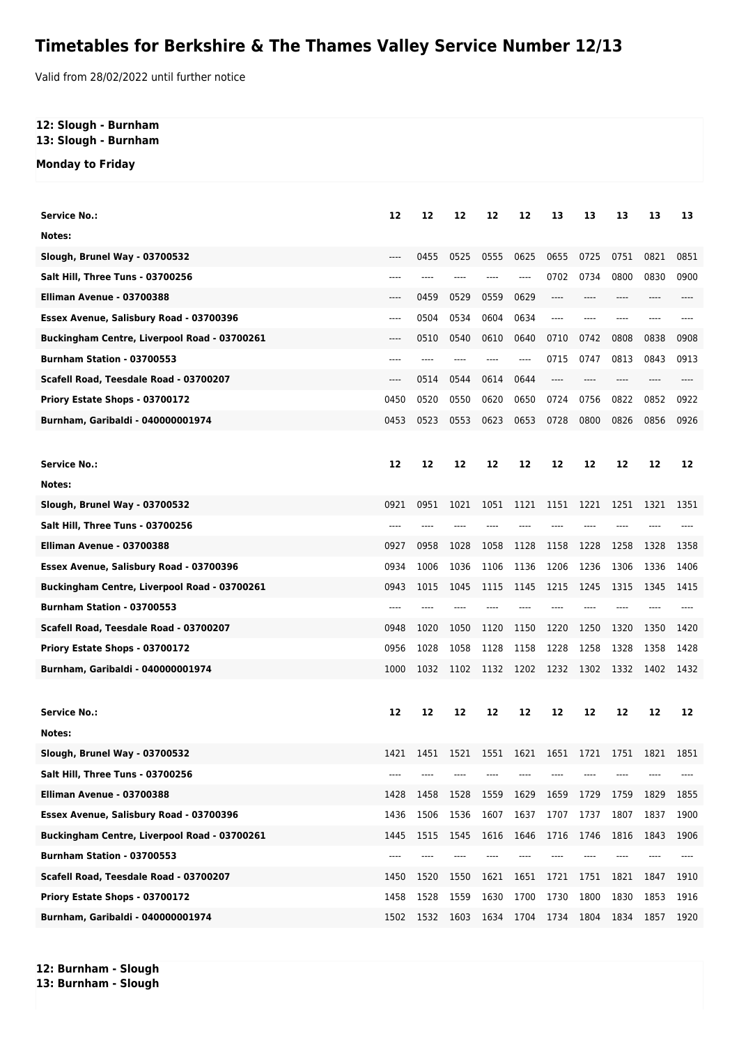# Timetables for Berkshire & The Thames Valley Service Number 12/13

Valid from 28/02/2022 until further notice

**12: Slough - Burnham**
**13: Slough - Burnham**

**Monday to Friday**

| Service No.: | 12 | 12 | 12 | 12 | 12 | 13 | 13 | 13 | 13 | 13 |
|---|---|---|---|---|---|---|---|---|---|---|
| Notes: | | | | | | | | | | |
| Slough, Brunel Way - 03700532 | ---- | 0455 | 0525 | 0555 | 0625 | 0655 | 0725 | 0751 | 0821 | 0851 |
| Salt Hill, Three Tuns - 03700256 | ---- | ---- | ---- | ---- | ---- | 0702 | 0734 | 0800 | 0830 | 0900 |
| Elliman Avenue - 03700388 | ---- | 0459 | 0529 | 0559 | 0629 | ---- | ---- | ---- | ---- | ---- |
| Essex Avenue, Salisbury Road - 03700396 | ---- | 0504 | 0534 | 0604 | 0634 | ---- | ---- | ---- | ---- | ---- |
| Buckingham Centre, Liverpool Road - 03700261 | ---- | 0510 | 0540 | 0610 | 0640 | 0710 | 0742 | 0808 | 0838 | 0908 |
| Burnham Station - 03700553 | ---- | ---- | ---- | ---- | ---- | 0715 | 0747 | 0813 | 0843 | 0913 |
| Scafell Road, Teesdale Road - 03700207 | ---- | 0514 | 0544 | 0614 | 0644 | ---- | ---- | ---- | ---- | ---- |
| Priory Estate Shops - 03700172 | 0450 | 0520 | 0550 | 0620 | 0650 | 0724 | 0756 | 0822 | 0852 | 0922 |
| Burnham, Garibaldi - 040000001974 | 0453 | 0523 | 0553 | 0623 | 0653 | 0728 | 0800 | 0826 | 0856 | 0926 |

| Service No.: | 12 | 12 | 12 | 12 | 12 | 12 | 12 | 12 | 12 | 12 |
|---|---|---|---|---|---|---|---|---|---|---|
| Notes: | | | | | | | | | | |
| Slough, Brunel Way - 03700532 | 0921 | 0951 | 1021 | 1051 | 1121 | 1151 | 1221 | 1251 | 1321 | 1351 |
| Salt Hill, Three Tuns - 03700256 | ---- | ---- | ---- | ---- | ---- | ---- | ---- | ---- | ---- | ---- |
| Elliman Avenue - 03700388 | 0927 | 0958 | 1028 | 1058 | 1128 | 1158 | 1228 | 1258 | 1328 | 1358 |
| Essex Avenue, Salisbury Road - 03700396 | 0934 | 1006 | 1036 | 1106 | 1136 | 1206 | 1236 | 1306 | 1336 | 1406 |
| Buckingham Centre, Liverpool Road - 03700261 | 0943 | 1015 | 1045 | 1115 | 1145 | 1215 | 1245 | 1315 | 1345 | 1415 |
| Burnham Station - 03700553 | ---- | ---- | ---- | ---- | ---- | ---- | ---- | ---- | ---- | ---- |
| Scafell Road, Teesdale Road - 03700207 | 0948 | 1020 | 1050 | 1120 | 1150 | 1220 | 1250 | 1320 | 1350 | 1420 |
| Priory Estate Shops - 03700172 | 0956 | 1028 | 1058 | 1128 | 1158 | 1228 | 1258 | 1328 | 1358 | 1428 |
| Burnham, Garibaldi - 040000001974 | 1000 | 1032 | 1102 | 1132 | 1202 | 1232 | 1302 | 1332 | 1402 | 1432 |

| Service No.: | 12 | 12 | 12 | 12 | 12 | 12 | 12 | 12 | 12 | 12 |
|---|---|---|---|---|---|---|---|---|---|---|
| Notes: | | | | | | | | | | |
| Slough, Brunel Way - 03700532 | 1421 | 1451 | 1521 | 1551 | 1621 | 1651 | 1721 | 1751 | 1821 | 1851 |
| Salt Hill, Three Tuns - 03700256 | ---- | ---- | ---- | ---- | ---- | ---- | ---- | ---- | ---- | ---- |
| Elliman Avenue - 03700388 | 1428 | 1458 | 1528 | 1559 | 1629 | 1659 | 1729 | 1759 | 1829 | 1855 |
| Essex Avenue, Salisbury Road - 03700396 | 1436 | 1506 | 1536 | 1607 | 1637 | 1707 | 1737 | 1807 | 1837 | 1900 |
| Buckingham Centre, Liverpool Road - 03700261 | 1445 | 1515 | 1545 | 1616 | 1646 | 1716 | 1746 | 1816 | 1843 | 1906 |
| Burnham Station - 03700553 | ---- | ---- | ---- | ---- | ---- | ---- | ---- | ---- | ---- | ---- |
| Scafell Road, Teesdale Road - 03700207 | 1450 | 1520 | 1550 | 1621 | 1651 | 1721 | 1751 | 1821 | 1847 | 1910 |
| Priory Estate Shops - 03700172 | 1458 | 1528 | 1559 | 1630 | 1700 | 1730 | 1800 | 1830 | 1853 | 1916 |
| Burnham, Garibaldi - 040000001974 | 1502 | 1532 | 1603 | 1634 | 1704 | 1734 | 1804 | 1834 | 1857 | 1920 |

**12: Burnham - Slough**
**13: Burnham - Slough**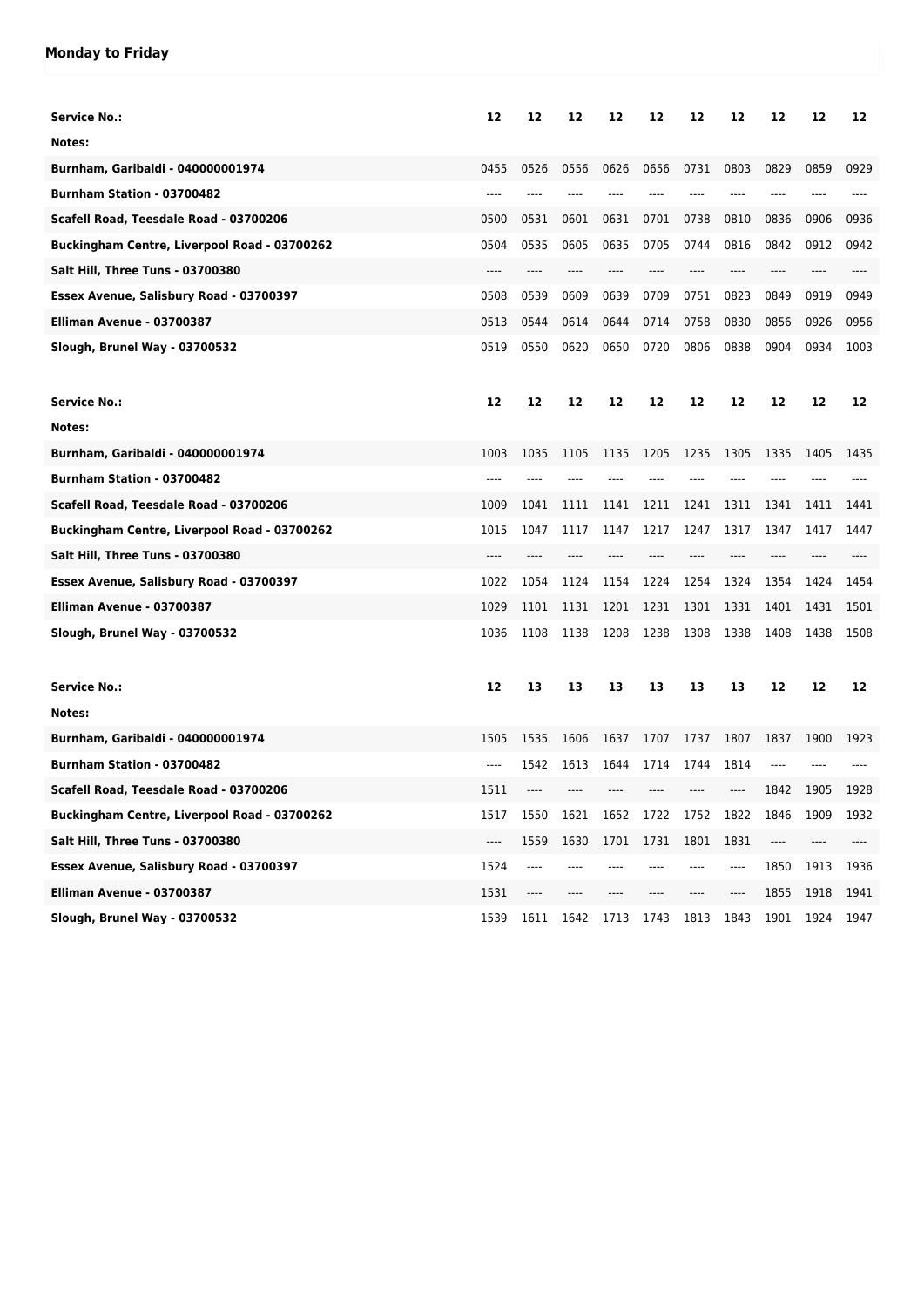**Monday to Friday**

| Service No.: | 12 | 12 | 12 | 12 | 12 | 12 | 12 | 12 | 12 | 12 |
|---|---|---|---|---|---|---|---|---|---|---|
| Notes: | | | | | | | | | | |
| Burnham, Garibaldi - 040000001974 | 0455 | 0526 | 0556 | 0626 | 0656 | 0731 | 0803 | 0829 | 0859 | 0929 |
| Burnham Station - 03700482 | ---- | ---- | ---- | ---- | ---- | ---- | ---- | ---- | ---- | ---- |
| Scafell Road, Teesdale Road - 03700206 | 0500 | 0531 | 0601 | 0631 | 0701 | 0738 | 0810 | 0836 | 0906 | 0936 |
| Buckingham Centre, Liverpool Road - 03700262 | 0504 | 0535 | 0605 | 0635 | 0705 | 0744 | 0816 | 0842 | 0912 | 0942 |
| Salt Hill, Three Tuns - 03700380 | ---- | ---- | ---- | ---- | ---- | ---- | ---- | ---- | ---- | ---- |
| Essex Avenue, Salisbury Road - 03700397 | 0508 | 0539 | 0609 | 0639 | 0709 | 0751 | 0823 | 0849 | 0919 | 0949 |
| Elliman Avenue - 03700387 | 0513 | 0544 | 0614 | 0644 | 0714 | 0758 | 0830 | 0856 | 0926 | 0956 |
| Slough, Brunel Way - 03700532 | 0519 | 0550 | 0620 | 0650 | 0720 | 0806 | 0838 | 0904 | 0934 | 1003 |

| Service No.: | 12 | 12 | 12 | 12 | 12 | 12 | 12 | 12 | 12 | 12 |
|---|---|---|---|---|---|---|---|---|---|---|
| Notes: | | | | | | | | | | |
| Burnham, Garibaldi - 040000001974 | 1003 | 1035 | 1105 | 1135 | 1205 | 1235 | 1305 | 1335 | 1405 | 1435 |
| Burnham Station - 03700482 | ---- | ---- | ---- | ---- | ---- | ---- | ---- | ---- | ---- | ---- |
| Scafell Road, Teesdale Road - 03700206 | 1009 | 1041 | 1111 | 1141 | 1211 | 1241 | 1311 | 1341 | 1411 | 1441 |
| Buckingham Centre, Liverpool Road - 03700262 | 1015 | 1047 | 1117 | 1147 | 1217 | 1247 | 1317 | 1347 | 1417 | 1447 |
| Salt Hill, Three Tuns - 03700380 | ---- | ---- | ---- | ---- | ---- | ---- | ---- | ---- | ---- | ---- |
| Essex Avenue, Salisbury Road - 03700397 | 1022 | 1054 | 1124 | 1154 | 1224 | 1254 | 1324 | 1354 | 1424 | 1454 |
| Elliman Avenue - 03700387 | 1029 | 1101 | 1131 | 1201 | 1231 | 1301 | 1331 | 1401 | 1431 | 1501 |
| Slough, Brunel Way - 03700532 | 1036 | 1108 | 1138 | 1208 | 1238 | 1308 | 1338 | 1408 | 1438 | 1508 |

| Service No.: | 12 | 13 | 13 | 13 | 13 | 13 | 13 | 12 | 12 | 12 |
|---|---|---|---|---|---|---|---|---|---|---|
| Notes: | | | | | | | | | | |
| Burnham, Garibaldi - 040000001974 | 1505 | 1535 | 1606 | 1637 | 1707 | 1737 | 1807 | 1837 | 1900 | 1923 |
| Burnham Station - 03700482 | ---- | 1542 | 1613 | 1644 | 1714 | 1744 | 1814 | ---- | ---- | ---- |
| Scafell Road, Teesdale Road - 03700206 | 1511 | ---- | ---- | ---- | ---- | ---- | ---- | 1842 | 1905 | 1928 |
| Buckingham Centre, Liverpool Road - 03700262 | 1517 | 1550 | 1621 | 1652 | 1722 | 1752 | 1822 | 1846 | 1909 | 1932 |
| Salt Hill, Three Tuns - 03700380 | ---- | 1559 | 1630 | 1701 | 1731 | 1801 | 1831 | ---- | ---- | ---- |
| Essex Avenue, Salisbury Road - 03700397 | 1524 | ---- | ---- | ---- | ---- | ---- | ---- | 1850 | 1913 | 1936 |
| Elliman Avenue - 03700387 | 1531 | ---- | ---- | ---- | ---- | ---- | ---- | 1855 | 1918 | 1941 |
| Slough, Brunel Way - 03700532 | 1539 | 1611 | 1642 | 1713 | 1743 | 1813 | 1843 | 1901 | 1924 | 1947 |